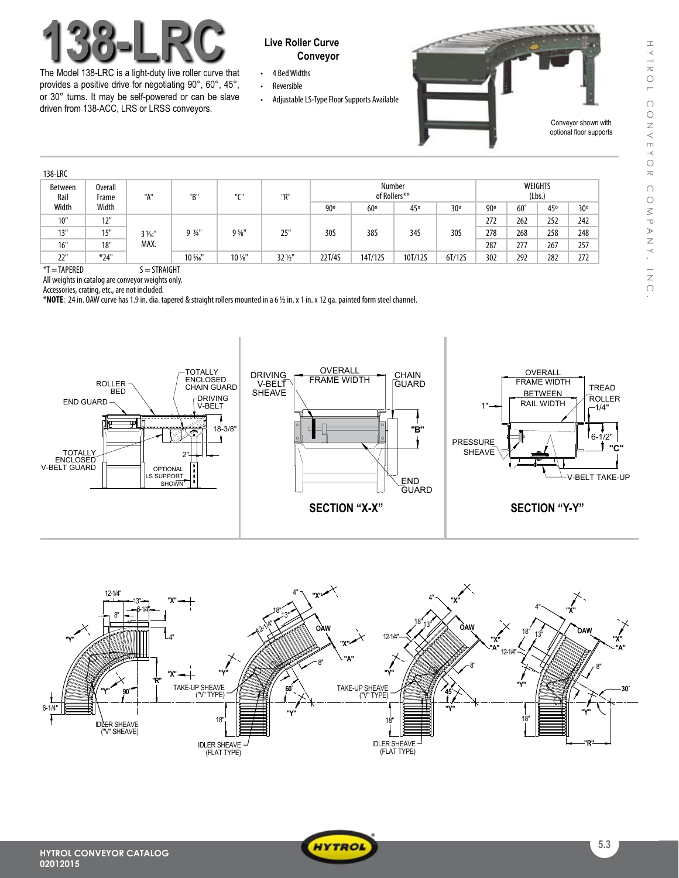# 138-LRC

## Live Roller Curve Conveyor

The Model 138-LRC is a light-duty live roller curve that provides a positive drive for negotiating 90°, 60°, 45°, or 30° turns. It may be self-powered or can be slave driven from 138-ACC, LRS or LRSS conveyors.

- 4 Bed Widths
- Reversible
- Adjustable LS-Type Floor Supports Available

Conveyor shown with optional floor supports

138-LRC

| Between Rail Width | Overall Frame Width | "A" | "B" | "C" | "R" | Number of Rollers** | | | | WEIGHTS (Lbs.) | | | |
|---|---|---|---|---|---|---|---|---|---|---|---|---|---|
| | | | | | | 90° | 60° | 45° | 30° | 90° | 60° | 45° | 30° |
| 10" | 12" | 3 1/16" MAX. | 9 3/4" | 9 5/8" | 25" | 30S | 38S | 34S | 30S | 272 | 262 | 252 | 242 |
| 13" | 15" | | | | | | | | | 278 | 268 | 258 | 248 |
| 16" | 18" | | | | | | | | | 287 | 277 | 267 | 257 |
| 22" | *24" | | 10 5/16" | 10 1/8" | 32 1/2" | 22T/4S | 14T/12S | 10T/12S | 6T/12S | 302 | 292 | 282 | 272 |

*T = TAPERED S = STRAIGHT

All weights in catalog are conveyor weights only.

Accessories, crating, etc., are not included.

***NOTE**: 24 in. OAW curve has 1.9 in. dia. tapered & straight rollers mounted in a 6 1/2 in. x 1 in. x 12 ga. painted form steel channel.

ROLLER BED, END GUARD, TOTALLY ENCLOSED CHAIN GUARD, DRIVING V-BELT, TOTALLY ENCLOSED V-BELT GUARD, 18-3/8", 2", OPTIONAL LS SUPPORT SHOWN

DRIVING V-BELT SHEAVE, OVERALL FRAME WIDTH, CHAIN GUARD, "B", END GUARD

**SECTION "X-X"**

OVERALL FRAME WIDTH, BETWEEN RAIL WIDTH, TREAD ROLLER, 1", 1/4", PRESSURE SHEAVE, 6-1/2", "C", V-BELT TAKE-UP

**SECTION "Y-Y"**

12-1/4", 13", 6-1/4", 8", "X", 4", "Y", "R", 90°, 6-1/4", IDLER SHEAVE ("V" SHEAVE)

4", "X", 18", 13", 12-1/4", OAW, "A", 8", TAKE-UP SHEAVE ("V" TYPE), 60°, "Y", 18", IDLER SHEAVE (FLAT TYPE)

4", "X", 18", 13", 12-1/4", OAW, "A", 8", TAKE-UP SHEAVE ("V" TYPE), 45°, "Y", 18", IDLER SHEAVE (FLAT TYPE)

4", "X", 18", 13", 12-1/4", OAW, "A", 8", 30°, "Y", 18", "R"

HYTROL CONVEYOR CATALOG
02012015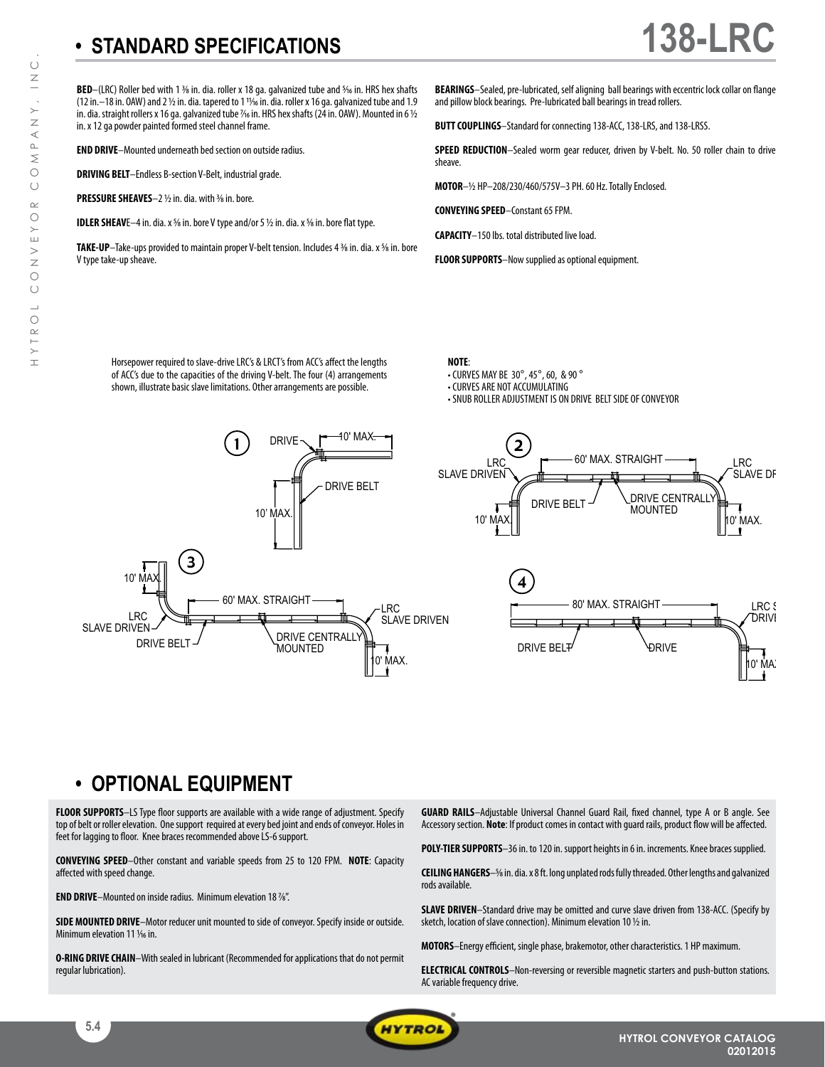# • STANDARD SPECIFICATIONS

# 138-LRC

**BED**–(LRC) Roller bed with 1 ⅜ in. dia. roller x 18 ga. galvanized tube and 5⁄16 in. HRS hex shafts (12 in.–18 in. OAW) and 2 ½ in. dia. tapered to 1 11⁄16 in. dia. roller x 16 ga. galvanized tube and 1.9 in. dia. straight rollers x 16 ga. galvanized tube 7⁄16 in. HRS hex shafts (24 in. OAW). Mounted in 6 ½ in. x 12 ga powder painted formed steel channel frame.

**END DRIVE**–Mounted underneath bed section on outside radius.

**DRIVING BELT**–Endless B-section V-Belt, industrial grade.

**PRESSURE SHEAVES**–2 ½ in. dia. with ⅜ in. bore.

**IDLER SHEAVE**–4 in. dia. x ⅝ in. bore V type and/or 5 ½ in. dia. x ⅝ in. bore flat type.

**TAKE-UP**–Take-ups provided to maintain proper V-belt tension. Includes 4 ⅜ in. dia. x ⅝ in. bore V type take-up sheave.

**BEARINGS**–Sealed, pre-lubricated, self aligning ball bearings with eccentric lock collar on flange and pillow block bearings. Pre-lubricated ball bearings in tread rollers.

**BUTT COUPLINGS**–Standard for connecting 138-ACC, 138-LRS, and 138-LRSS.

**SPEED REDUCTION**–Sealed worm gear reducer, driven by V-belt. No. 50 roller chain to drive sheave.

**MOTOR**–½ HP–208/230/460/575V–3 PH. 60 Hz. Totally Enclosed.

**CONVEYING SPEED**–Constant 65 FPM.

**CAPACITY**–150 lbs. total distributed live load.

**FLOOR SUPPORTS**–Now supplied as optional equipment.

Horsepower required to slave-drive LRC's & LRCT's from ACC's affect the lengths of ACC's due to the capacities of the driving V-belt. The four (4) arrangements shown, illustrate basic slave limitations. Other arrangements are possible.

**NOTE**:
- CURVES MAY BE 30°, 45°, 60, & 90 °
- CURVES ARE NOT ACCUMULATING
- SNUB ROLLER ADJUSTMENT IS ON DRIVE BELT SIDE OF CONVEYOR

1
DRIVE
10' MAX.
DRIVE BELT
10' MAX.

2
LRC SLAVE DRIVEN
60' MAX. STRAIGHT
LRC SLAVE DR
DRIVE BELT
DRIVE CENTRALLY MOUNTED
10' MAX.
10' MAX.

3
10' MAX.
LRC SLAVE DRIVEN
60' MAX. STRAIGHT
LRC SLAVE DRIVEN
DRIVE BELT
DRIVE CENTRALLY MOUNTED
10' MAX.

4
80' MAX. STRAIGHT
LRC S DRIVI
DRIVE BELT
DRIVE
10' MA

# • OPTIONAL EQUIPMENT

**FLOOR SUPPORTS**–LS Type floor supports are available with a wide range of adjustment. Specify top of belt or roller elevation. One support required at every bed joint and ends of conveyor. Holes in feet for lagging to floor. Knee braces recommended above LS-6 support.

**CONVEYING SPEED**–Other constant and variable speeds from 25 to 120 FPM. **NOTE**: Capacity affected with speed change.

**END DRIVE**–Mounted on inside radius. Minimum elevation 18 ⅞".

**SIDE MOUNTED DRIVE**–Motor reducer unit mounted to side of conveyor. Specify inside or outside. Minimum elevation 11 1⁄16 in.

**O-RING DRIVE CHAIN**–With sealed in lubricant (Recommended for applications that do not permit regular lubrication).

**GUARD RAILS**–Adjustable Universal Channel Guard Rail, fixed channel, type A or B angle. See Accessory section. **Note**: If product comes in contact with guard rails, product flow will be affected.

**POLY-TIER SUPPORTS**–36 in. to 120 in. support heights in 6 in. increments. Knee braces supplied.

**CEILING HANGERS**–⅝ in. dia. x 8 ft. long unplated rods fully threaded. Other lengths and galvanized rods available.

**SLAVE DRIVEN**–Standard drive may be omitted and curve slave driven from 138-ACC. (Specify by sketch, location of slave connection). Minimum elevation 10 ½ in.

**MOTORS**–Energy efficient, single phase, brakemotor, other characteristics. 1 HP maximum.

**ELECTRICAL CONTROLS**–Non-reversing or reversible magnetic starters and push-button stations. AC variable frequency drive.